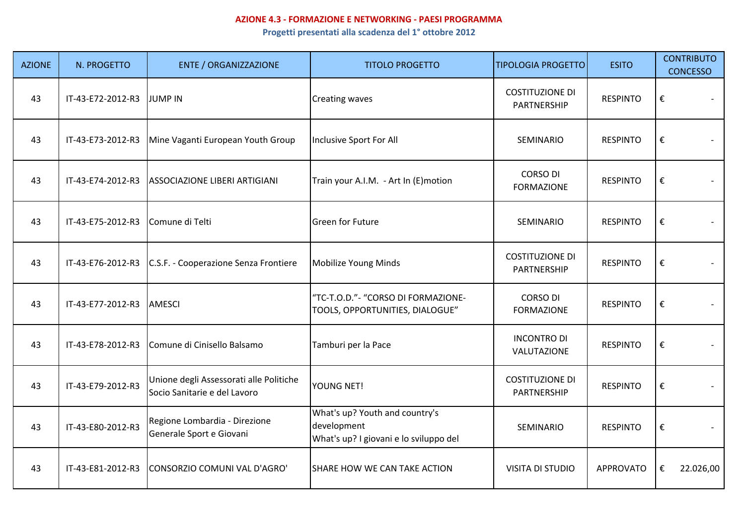# AZIONE 4.3 - FORMAZIONE E NETWORKING - PAESI PROGRAMMA

## Progetti presentati alla scadenza del 1° ottobre 2012

| AZIONE | N. PROGETTO | ENTE / ORGANIZZAZIONE | TITOLO PROGETTO | TIPOLOGIA PROGETTO | ESITO | CONTRIBUTO CONCESSO |
|---|---|---|---|---|---|---|
| 43 | IT-43-E72-2012-R3 | JUMP IN | Creating waves | COSTITUZIONE DI PARTNERSHIP | RESPINTO | € - |
| 43 | IT-43-E73-2012-R3 | Mine Vaganti European Youth Group | Inclusive Sport For All | SEMINARIO | RESPINTO | € - |
| 43 | IT-43-E74-2012-R3 | ASSOCIAZIONE LIBERI ARTIGIANI | Train your A.I.M. - Art In (E)motion | CORSO DI FORMAZIONE | RESPINTO | € - |
| 43 | IT-43-E75-2012-R3 | Comune di Telti | Green for Future | SEMINARIO | RESPINTO | € - |
| 43 | IT-43-E76-2012-R3 | C.S.F. - Cooperazione Senza Frontiere | Mobilize Young Minds | COSTITUZIONE DI PARTNERSHIP | RESPINTO | € - |
| 43 | IT-43-E77-2012-R3 | AMESCI | "TC-T.O.D."- "CORSO DI FORMAZIONE- TOOLS, OPPORTUNITIES, DIALOGUE" | CORSO DI FORMAZIONE | RESPINTO | € - |
| 43 | IT-43-E78-2012-R3 | Comune di Cinisello Balsamo | Tamburi per la Pace | INCONTRO DI VALUTAZIONE | RESPINTO | € - |
| 43 | IT-43-E79-2012-R3 | Unione degli Assessorati alle Politiche Socio Sanitarie e del Lavoro | YOUNG NET! | COSTITUZIONE DI PARTNERSHIP | RESPINTO | € - |
| 43 | IT-43-E80-2012-R3 | Regione Lombardia - Direzione Generale Sport e Giovani | What's up? Youth and country's development<br>What's up? I giovani e lo sviluppo del | SEMINARIO | RESPINTO | € - |
| 43 | IT-43-E81-2012-R3 | CONSORZIO COMUNI VAL D'AGRO' | SHARE HOW WE CAN TAKE ACTION | VISITA DI STUDIO | APPROVATO | € 22.026,00 |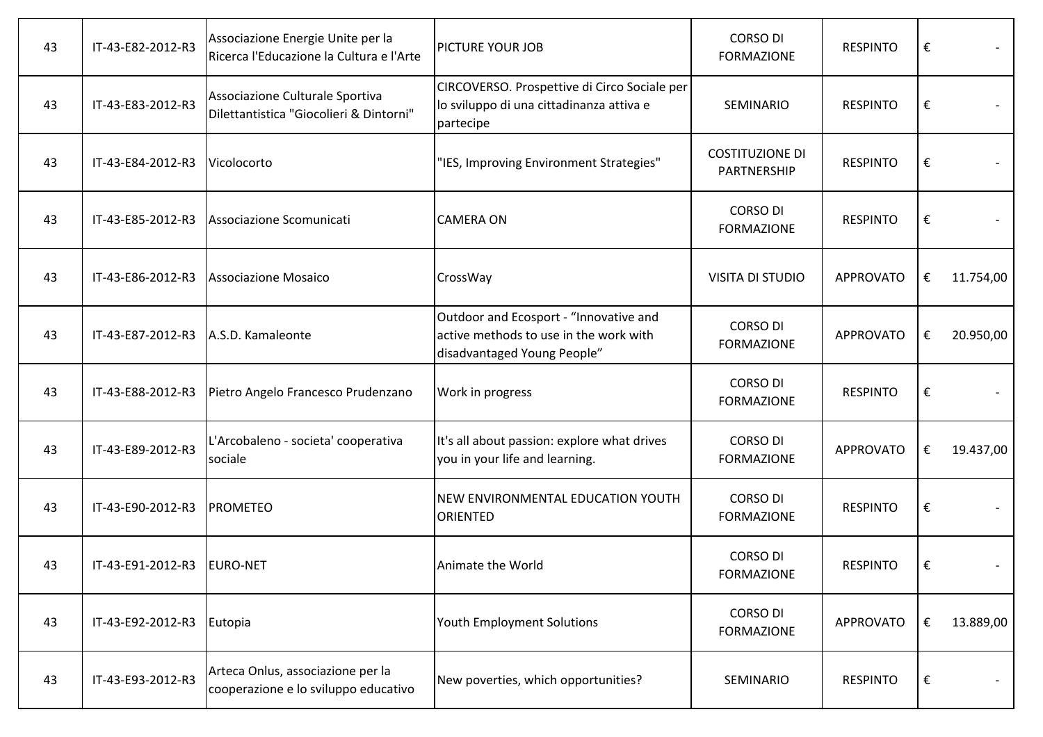| | | | | | | | |
|---|---|---|---|---|---|---|---|
| 43 | IT-43-E82-2012-R3 | Associazione Energie Unite per la Ricerca l'Educazione la Cultura e l'Arte | PICTURE YOUR JOB | CORSO DI FORMAZIONE | RESPINTO | € | - |
| 43 | IT-43-E83-2012-R3 | Associazione Culturale Sportiva Dilettantistica "Giocolieri & Dintorni" | CIRCOVERSO. Prospettive di Circo Sociale per lo sviluppo di una cittadinanza attiva e partecipe | SEMINARIO | RESPINTO | € | - |
| 43 | IT-43-E84-2012-R3 | Vicolocorto | "IES, Improving Environment Strategies" | COSTITUZIONE DI PARTNERSHIP | RESPINTO | € | - |
| 43 | IT-43-E85-2012-R3 | Associazione Scomunicati | CAMERA ON | CORSO DI FORMAZIONE | RESPINTO | € | - |
| 43 | IT-43-E86-2012-R3 | Associazione Mosaico | CrossWay | VISITA DI STUDIO | APPROVATO | € | 11.754,00 |
| 43 | IT-43-E87-2012-R3 | A.S.D. Kamaleonte | Outdoor and Ecosport - "Innovative and active methods to use in the work with disadvantaged Young People" | CORSO DI FORMAZIONE | APPROVATO | € | 20.950,00 |
| 43 | IT-43-E88-2012-R3 | Pietro Angelo Francesco Prudenzano | Work in progress | CORSO DI FORMAZIONE | RESPINTO | € | - |
| 43 | IT-43-E89-2012-R3 | L'Arcobaleno - societa' cooperativa sociale | It's all about passion: explore what drives you in your life and learning. | CORSO DI FORMAZIONE | APPROVATO | € | 19.437,00 |
| 43 | IT-43-E90-2012-R3 | PROMETEO | NEW ENVIRONMENTAL EDUCATION YOUTH ORIENTED | CORSO DI FORMAZIONE | RESPINTO | € | - |
| 43 | IT-43-E91-2012-R3 | EURO-NET | Animate the World | CORSO DI FORMAZIONE | RESPINTO | € | - |
| 43 | IT-43-E92-2012-R3 | Eutopia | Youth Employment Solutions | CORSO DI FORMAZIONE | APPROVATO | € | 13.889,00 |
| 43 | IT-43-E93-2012-R3 | Arteca Onlus, associazione per la cooperazione e lo sviluppo educativo | New poverties, which opportunities? | SEMINARIO | RESPINTO | € | - |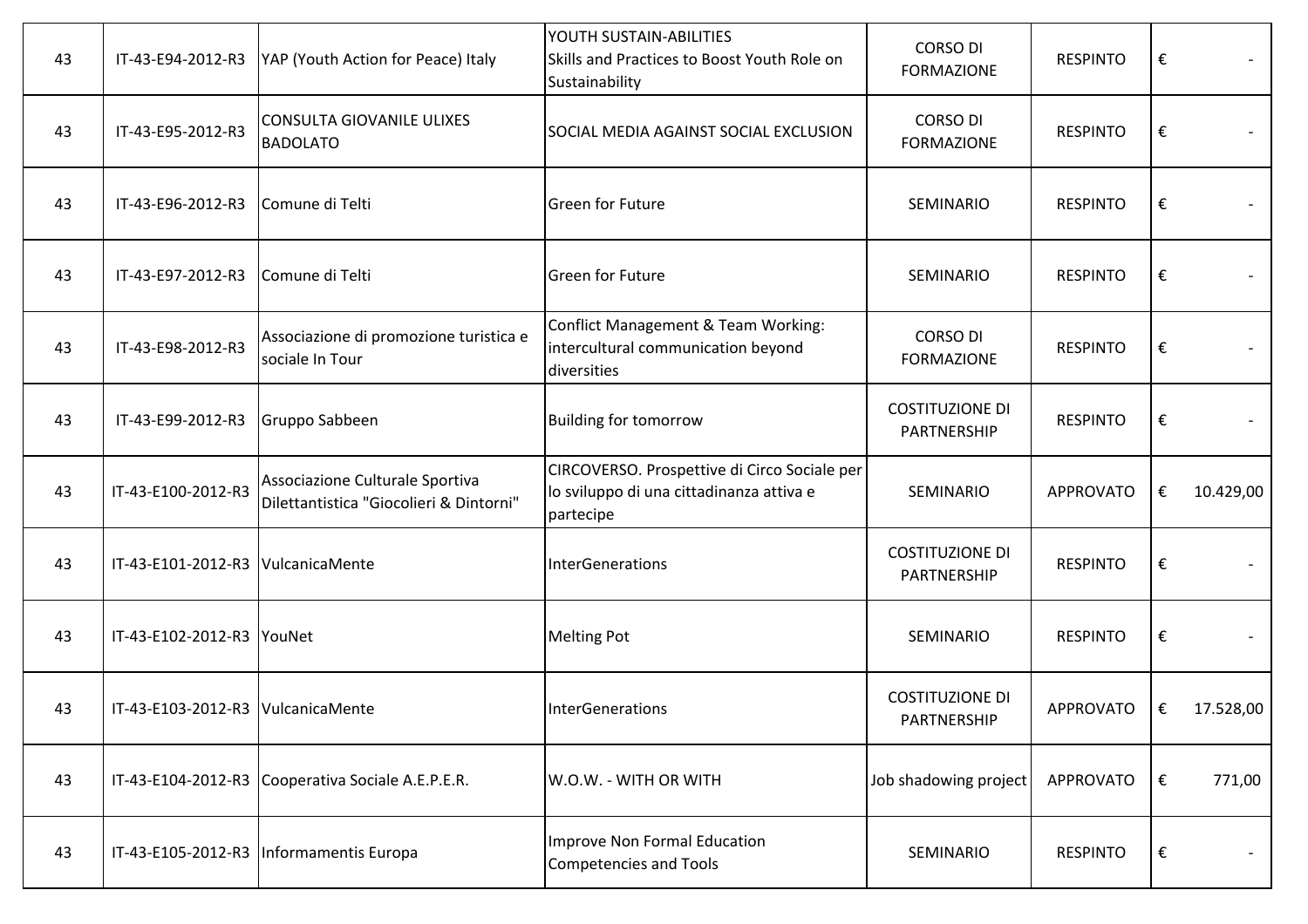| 43 | IT-43-E94-2012-R3 | YAP (Youth Action for Peace) Italy | YOUTH SUSTAIN-ABILITIES Skills and Practices to Boost Youth Role on Sustainability | CORSO DI FORMAZIONE | RESPINTO | € | - |
|---|---|---|---|---|---|---|---|
| 43 | IT-43-E95-2012-R3 | CONSULTA GIOVANILE ULIXES BADOLATO | SOCIAL MEDIA AGAINST SOCIAL EXCLUSION | CORSO DI FORMAZIONE | RESPINTO | € | - |
| 43 | IT-43-E96-2012-R3 | Comune di Telti | Green for Future | SEMINARIO | RESPINTO | € | - |
| 43 | IT-43-E97-2012-R3 | Comune di Telti | Green for Future | SEMINARIO | RESPINTO | € | - |
| 43 | IT-43-E98-2012-R3 | Associazione di promozione turistica e sociale In Tour | Conflict Management & Team Working: intercultural communication beyond diversities | CORSO DI FORMAZIONE | RESPINTO | € | - |
| 43 | IT-43-E99-2012-R3 | Gruppo Sabbeen | Building for tomorrow | COSTITUZIONE DI PARTNERSHIP | RESPINTO | € | - |
| 43 | IT-43-E100-2012-R3 | Associazione Culturale Sportiva Dilettantistica "Giocolieri & Dintorni" | CIRCOVERSO. Prospettive di Circo Sociale per lo sviluppo di una cittadinanza attiva e partecipe | SEMINARIO | APPROVATO | € | 10.429,00 |
| 43 | IT-43-E101-2012-R3 | VulcanicaMente | InterGenerations | COSTITUZIONE DI PARTNERSHIP | RESPINTO | € | - |
| 43 | IT-43-E102-2012-R3 | YouNet | Melting Pot | SEMINARIO | RESPINTO | € | - |
| 43 | IT-43-E103-2012-R3 | VulcanicaMente | InterGenerations | COSTITUZIONE DI PARTNERSHIP | APPROVATO | € | 17.528,00 |
| 43 | IT-43-E104-2012-R3 | Cooperativa Sociale A.E.P.E.R. | W.O.W. - WITH OR WITH | Job shadowing project | APPROVATO | € | 771,00 |
| 43 | IT-43-E105-2012-R3 | Informamentis Europa | Improve Non Formal Education Competencies and Tools | SEMINARIO | RESPINTO | € | - |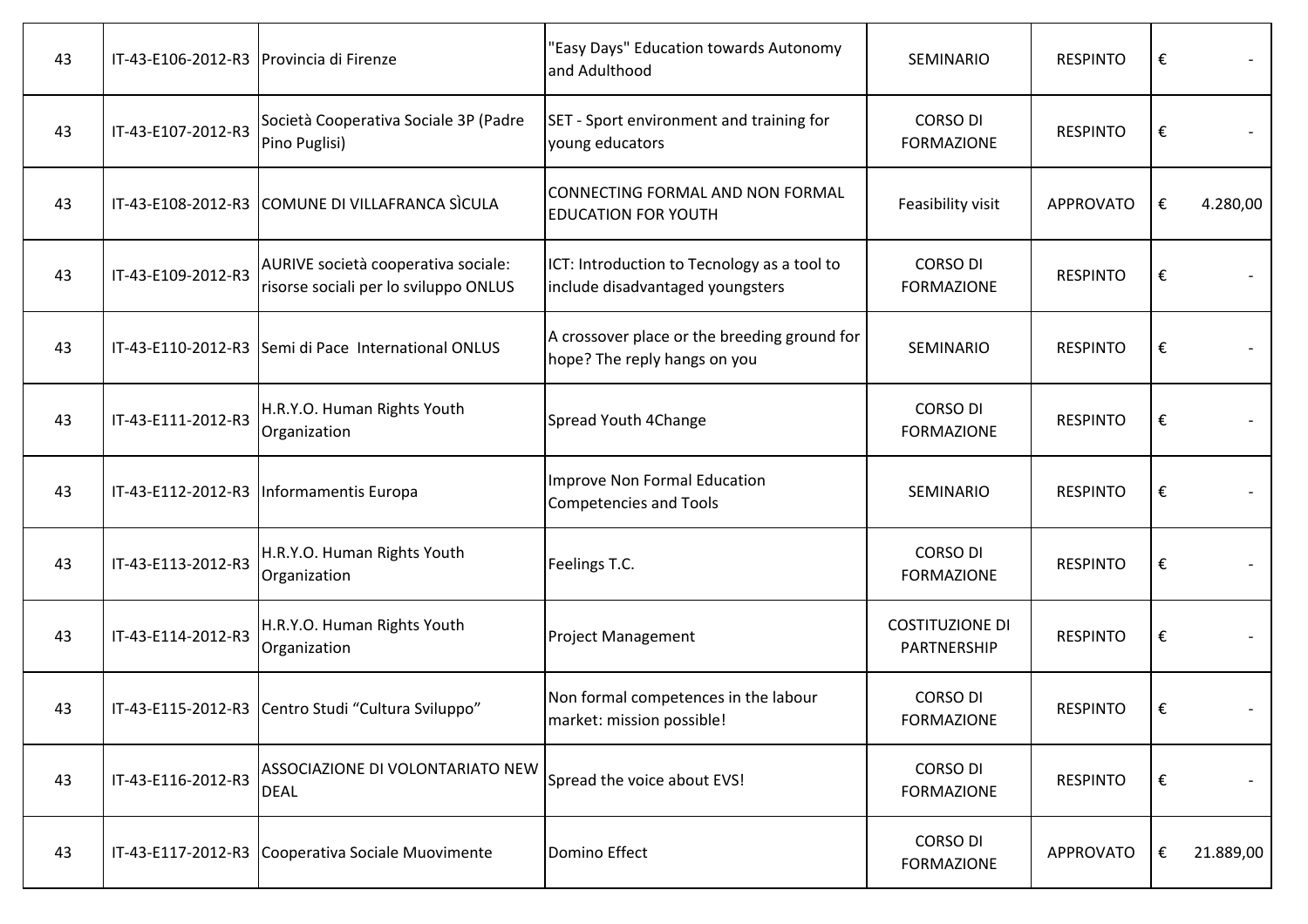| | | | | | | |
|---|---|---|---|---|---|---|
| 43 | IT-43-E106-2012-R3 | Provincia di Firenze | "Easy Days" Education towards Autonomy and Adulthood | SEMINARIO | RESPINTO | € - |
| 43 | IT-43-E107-2012-R3 | Società Cooperativa Sociale 3P (Padre Pino Puglisi) | SET - Sport environment and training for young educators | CORSO DI FORMAZIONE | RESPINTO | € - |
| 43 | IT-43-E108-2012-R3 | COMUNE DI VILLAFRANCA SÌCULA | CONNECTING FORMAL AND NON FORMAL EDUCATION FOR YOUTH | Feasibility visit | APPROVATO | € 4.280,00 |
| 43 | IT-43-E109-2012-R3 | AURIVE società cooperativa sociale: risorse sociali per lo sviluppo ONLUS | ICT: Introduction to Tecnology as a tool to include disadvantaged youngsters | CORSO DI FORMAZIONE | RESPINTO | € - |
| 43 | IT-43-E110-2012-R3 | Semi di Pace International ONLUS | A crossover place or the breeding ground for hope? The reply hangs on you | SEMINARIO | RESPINTO | € - |
| 43 | IT-43-E111-2012-R3 | H.R.Y.O. Human Rights Youth Organization | Spread Youth 4Change | CORSO DI FORMAZIONE | RESPINTO | € - |
| 43 | IT-43-E112-2012-R3 | Informamentis Europa | Improve Non Formal Education Competencies and Tools | SEMINARIO | RESPINTO | € - |
| 43 | IT-43-E113-2012-R3 | H.R.Y.O. Human Rights Youth Organization | Feelings T.C. | CORSO DI FORMAZIONE | RESPINTO | € - |
| 43 | IT-43-E114-2012-R3 | H.R.Y.O. Human Rights Youth Organization | Project Management | COSTITUZIONE DI PARTNERSHIP | RESPINTO | € - |
| 43 | IT-43-E115-2012-R3 | Centro Studi “Cultura Sviluppo” | Non formal competences in the labour market: mission possible! | CORSO DI FORMAZIONE | RESPINTO | € - |
| 43 | IT-43-E116-2012-R3 | ASSOCIAZIONE DI VOLONTARIATO NEW DEAL | Spread the voice about EVS! | CORSO DI FORMAZIONE | RESPINTO | € - |
| 43 | IT-43-E117-2012-R3 | Cooperativa Sociale Muovimente | Domino Effect | CORSO DI FORMAZIONE | APPROVATO | € 21.889,00 |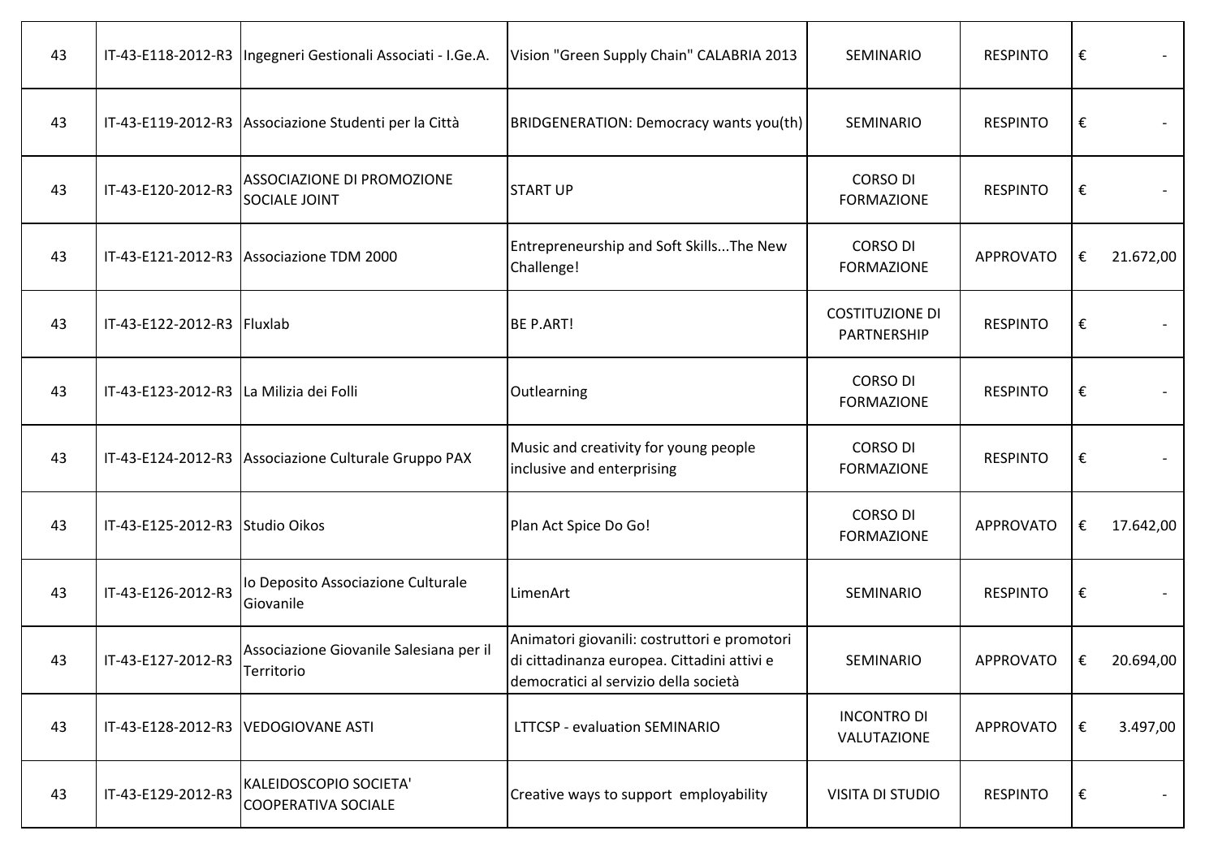| | | | | | | | |
|---|---|---|---|---|---|---|---|
| 43 | IT-43-E118-2012-R3 | Ingegneri Gestionali Associati - I.Ge.A. | Vision "Green Supply Chain" CALABRIA 2013 | SEMINARIO | RESPINTO | € | - |
| 43 | IT-43-E119-2012-R3 | Associazione Studenti per la Città | BRIDGENERATION: Democracy wants you(th) | SEMINARIO | RESPINTO | € | - |
| 43 | IT-43-E120-2012-R3 | ASSOCIAZIONE DI PROMOZIONE SOCIALE JOINT | START UP | CORSO DI FORMAZIONE | RESPINTO | € | - |
| 43 | IT-43-E121-2012-R3 | Associazione TDM 2000 | Entrepreneurship and Soft Skills...The New Challenge! | CORSO DI FORMAZIONE | APPROVATO | € | 21.672,00 |
| 43 | IT-43-E122-2012-R3 | Fluxlab | BE P.ART! | COSTITUZIONE DI PARTNERSHIP | RESPINTO | € | - |
| 43 | IT-43-E123-2012-R3 | La Milizia dei Folli | Outlearning | CORSO DI FORMAZIONE | RESPINTO | € | - |
| 43 | IT-43-E124-2012-R3 | Associazione Culturale Gruppo PAX | Music and creativity for young people inclusive and enterprising | CORSO DI FORMAZIONE | RESPINTO | € | - |
| 43 | IT-43-E125-2012-R3 | Studio Oikos | Plan Act Spice Do Go! | CORSO DI FORMAZIONE | APPROVATO | € | 17.642,00 |
| 43 | IT-43-E126-2012-R3 | Io Deposito Associazione Culturale Giovanile | LimenArt | SEMINARIO | RESPINTO | € | - |
| 43 | IT-43-E127-2012-R3 | Associazione Giovanile Salesiana per il Territorio | Animatori giovanili: costruttori e promotori di cittadinanza europea. Cittadini attivi e democratici al servizio della società | SEMINARIO | APPROVATO | € | 20.694,00 |
| 43 | IT-43-E128-2012-R3 | VEDOGIOVANE ASTI | LTTCSP - evaluation SEMINARIO | INCONTRO DI VALUTAZIONE | APPROVATO | € | 3.497,00 |
| 43 | IT-43-E129-2012-R3 | KALEIDOSCOPIO SOCIETA' COOPERATIVA SOCIALE | Creative ways to support employability | VISITA DI STUDIO | RESPINTO | € | - |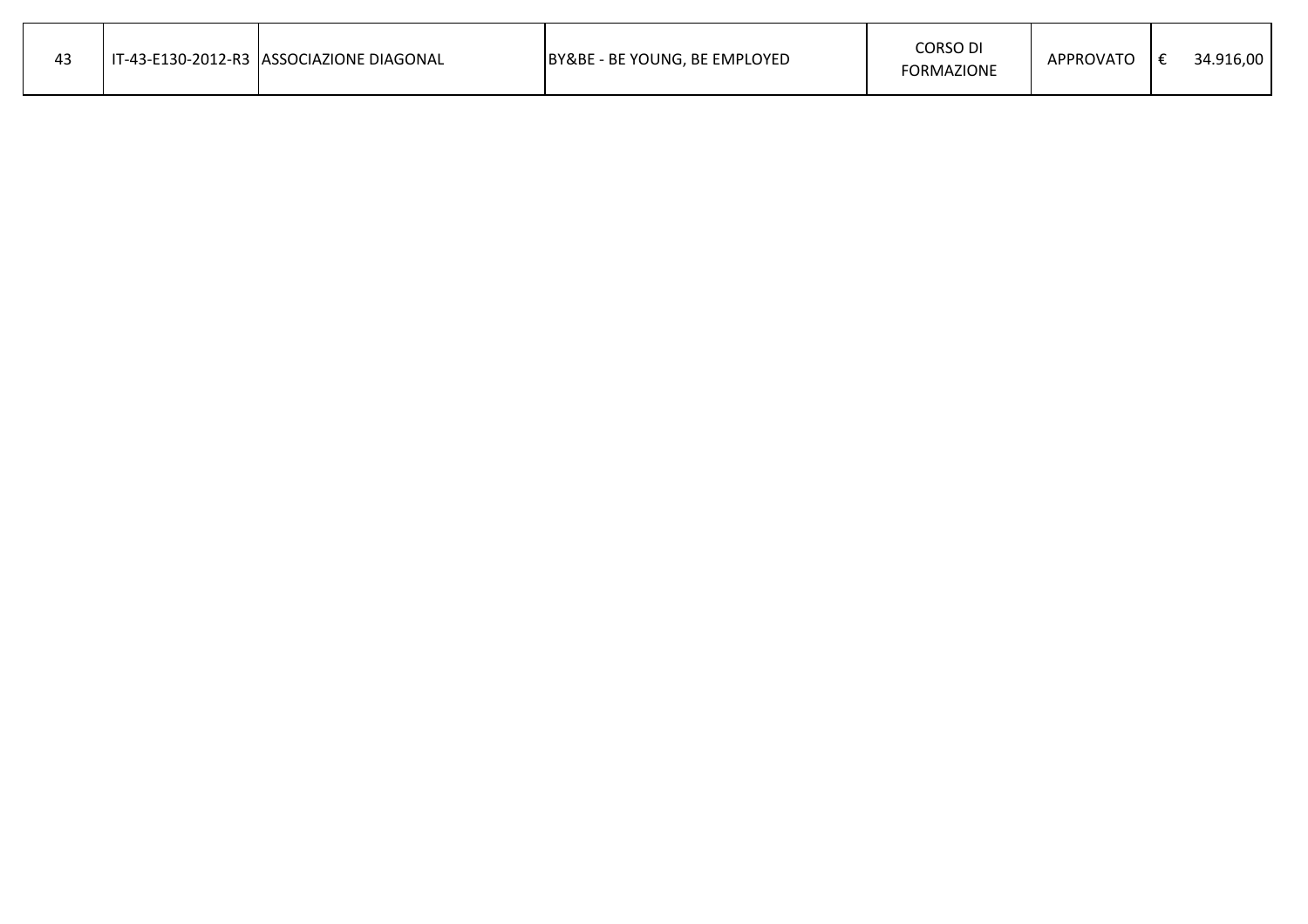| | | | | | | | |
|---|---|---|---|---|---|---|---|
| 43 | IT-43-E130-2012-R3 | ASSOCIAZIONE DIAGONAL | BY&BE - BE YOUNG, BE EMPLOYED | CORSO DI FORMAZIONE | APPROVATO | € | 34.916,00 |